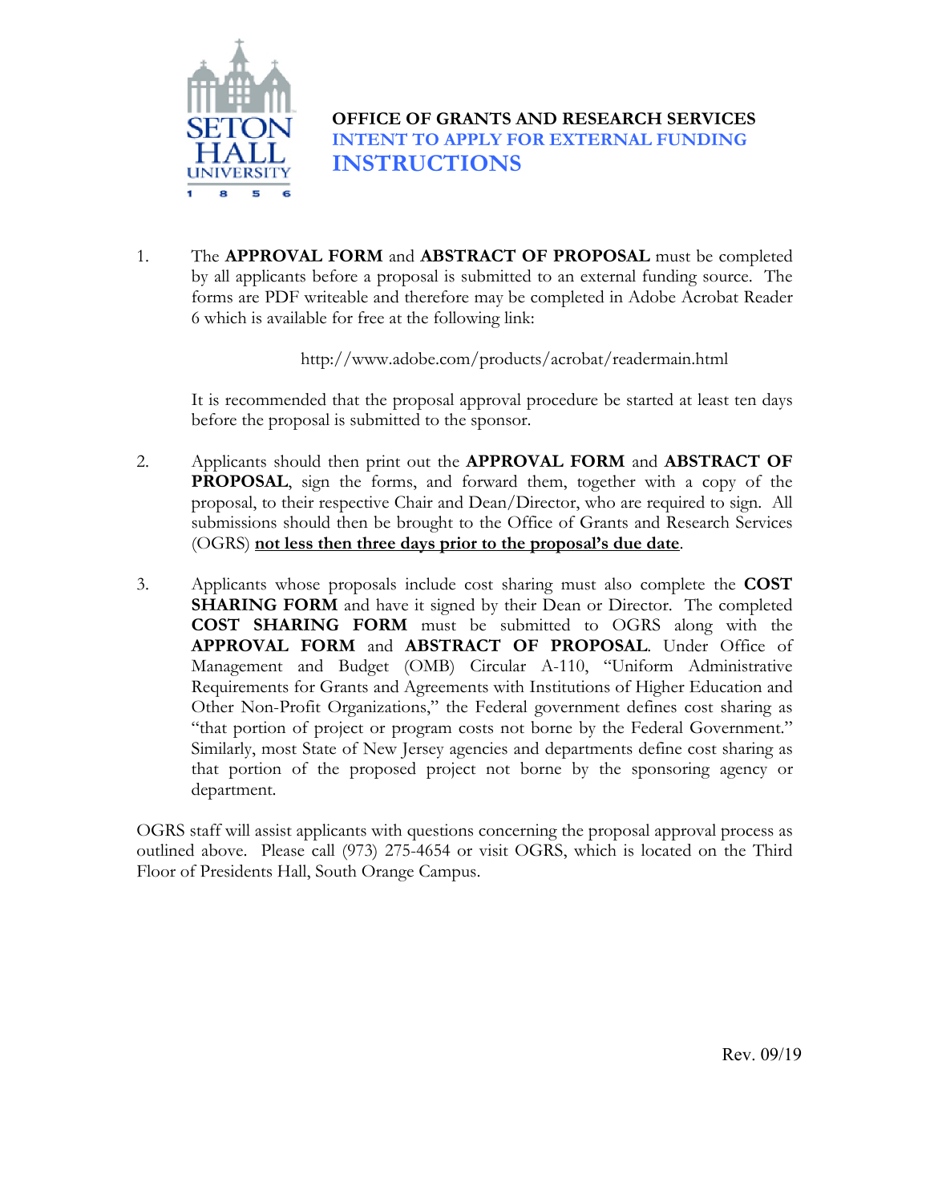# OFFICE OF GRANTS AND RESEARCH SERVICES

## INTENT TO APPLY FOR EXTERNAL FUNDING

## INSTRUCTIONS

1. The **APPROVAL FORM** and **ABSTRACT OF PROPOSAL** must be completed by all applicants before a proposal is submitted to an external funding source. The forms are PDF writeable and therefore may be completed in Adobe Acrobat Reader 6 which is available for free at the following link:

   http://www.adobe.com/products/acrobat/readermain.html

   It is recommended that the proposal approval procedure be started at least ten days before the proposal is submitted to the sponsor.

2. Applicants should then print out the **APPROVAL FORM** and **ABSTRACT OF PROPOSAL**, sign the forms, and forward them, together with a copy of the proposal, to their respective Chair and Dean/Director, who are required to sign. All submissions should then be brought to the Office of Grants and Research Services (OGRS) **<u>not less then three days prior to the proposal's due date</u>**.

3. Applicants whose proposals include cost sharing must also complete the **COST SHARING FORM** and have it signed by their Dean or Director. The completed **COST SHARING FORM** must be submitted to OGRS along with the **APPROVAL FORM** and **ABSTRACT OF PROPOSAL**. Under Office of Management and Budget (OMB) Circular A-110, "Uniform Administrative Requirements for Grants and Agreements with Institutions of Higher Education and Other Non-Profit Organizations," the Federal government defines cost sharing as "that portion of project or program costs not borne by the Federal Government." Similarly, most State of New Jersey agencies and departments define cost sharing as that portion of the proposed project not borne by the sponsoring agency or department.

OGRS staff will assist applicants with questions concerning the proposal approval process as outlined above. Please call (973) 275-4654 or visit OGRS, which is located on the Third Floor of Presidents Hall, South Orange Campus.

Rev. 09/19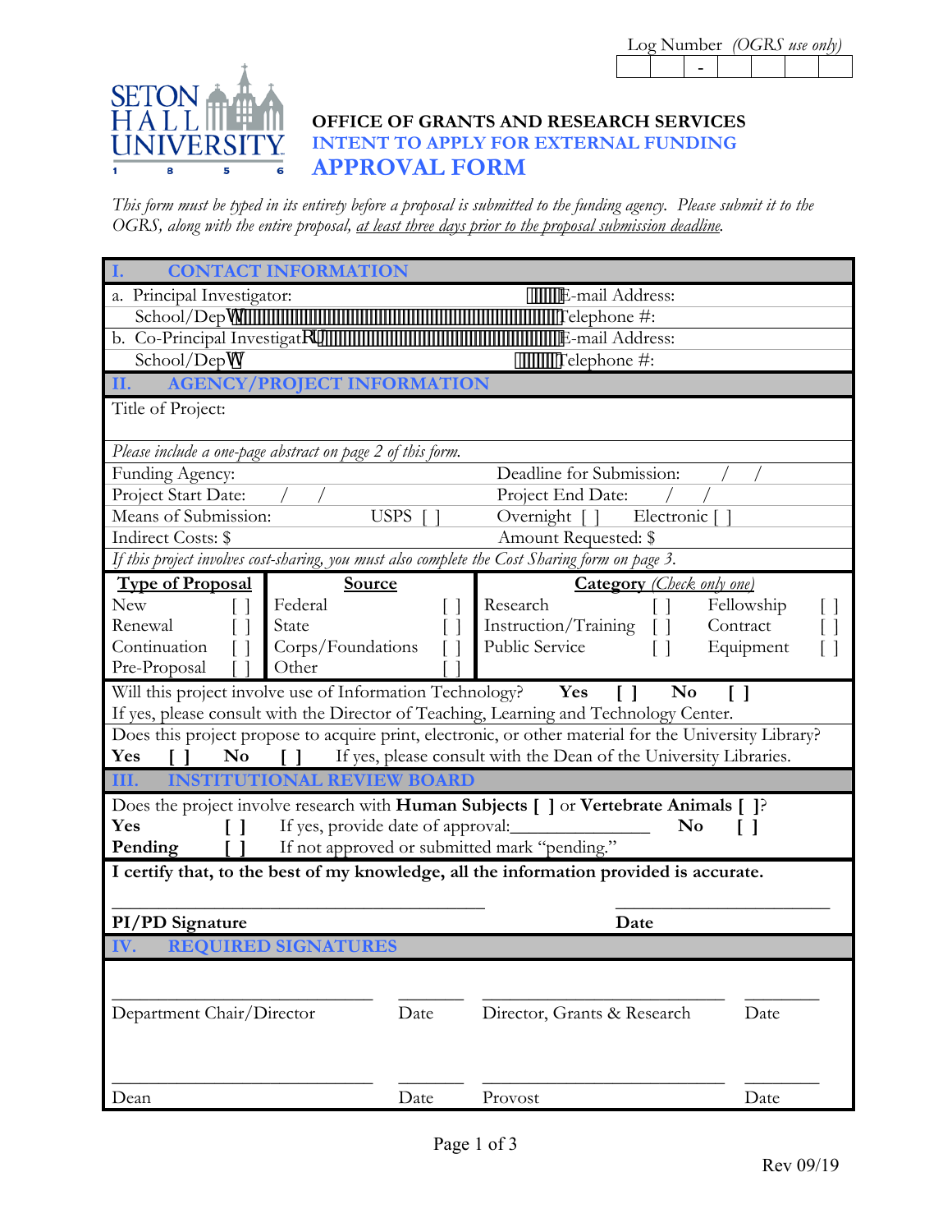Log Number *(OGRS use only)*

| | | | - | | | | |
|---|---|---|---|---|---|---|---|

SETON HALL UNIVERSITY 1856

**OFFICE OF GRANTS AND RESEARCH SERVICES**
**INTENT TO APPLY FOR EXTERNAL FUNDING**
# APPROVAL FORM

*This form must be typed in its entirety before a proposal is submitted to the funding agency. Please submit it to the OGRS, along with the entire proposal, at least three days prior to the proposal submission deadline.*

## I. CONTACT INFORMATION

| | |
|---|---|
| a. Principal Investigator: | E-mail Address: |
| School/Dept: | Telephone #: |
| b. Co-Principal Investigator: | E-mail Address: |
| School/Dept: | Telephone #: |

## II. AGENCY/PROJECT INFORMATION

Title of Project:

*Please include a one-page abstract on page 2 of this form.*

| | |
|---|---|
| Funding Agency: | Deadline for Submission: / / |
| Project Start Date: / / | Project End Date: / / |
| Means of Submission: USPS [ ] | Overnight [ ] Electronic [ ] |
| Indirect Costs: $ | Amount Requested: $ |

*If this project involves cost-sharing, you must also complete the Cost Sharing form on page 3.*

| **Type of Proposal** | | **Source** | | **Category** *(Check only one)* | | | |
|---|---|---|---|---|---|---|---|
| New | [ ] | Federal | [ ] | Research | [ ] | Fellowship | [ ] |
| Renewal | [ ] | State | [ ] | Instruction/Training | [ ] | Contract | [ ] |
| Continuation | [ ] | Corps/Foundations | [ ] | Public Service | [ ] | Equipment | [ ] |
| Pre-Proposal | [ ] | Other | [ ] | | | | |

Will this project involve use of Information Technology? **Yes [ ] No [ ]**
If yes, please consult with the Director of Teaching, Learning and Technology Center.

Does this project propose to acquire print, electronic, or other material for the University Library?
**Yes [ ] No [ ]** If yes, please consult with the Dean of the University Libraries.

## III. INSTITUTIONAL REVIEW BOARD

Does the project involve research with **Human Subjects [ ]** or **Vertebrate Animals [ ]**?
**Yes [ ]** If yes, provide date of approval:______________ **No [ ]**
**Pending [ ]** If not approved or submitted mark "pending."

**I certify that, to the best of my knowledge, all the information provided is accurate.**

**PI/PD Signature** ______________________ **Date** ______________

## IV. REQUIRED SIGNATURES

| | | | |
|---|---|---|---|
| ______________________ | ________ | ______________________ | ________ |
| Department Chair/Director | Date | Director, Grants & Research | Date |
| ______________________ | ________ | ______________________ | ________ |
| Dean | Date | Provost | Date |

Rev 09/19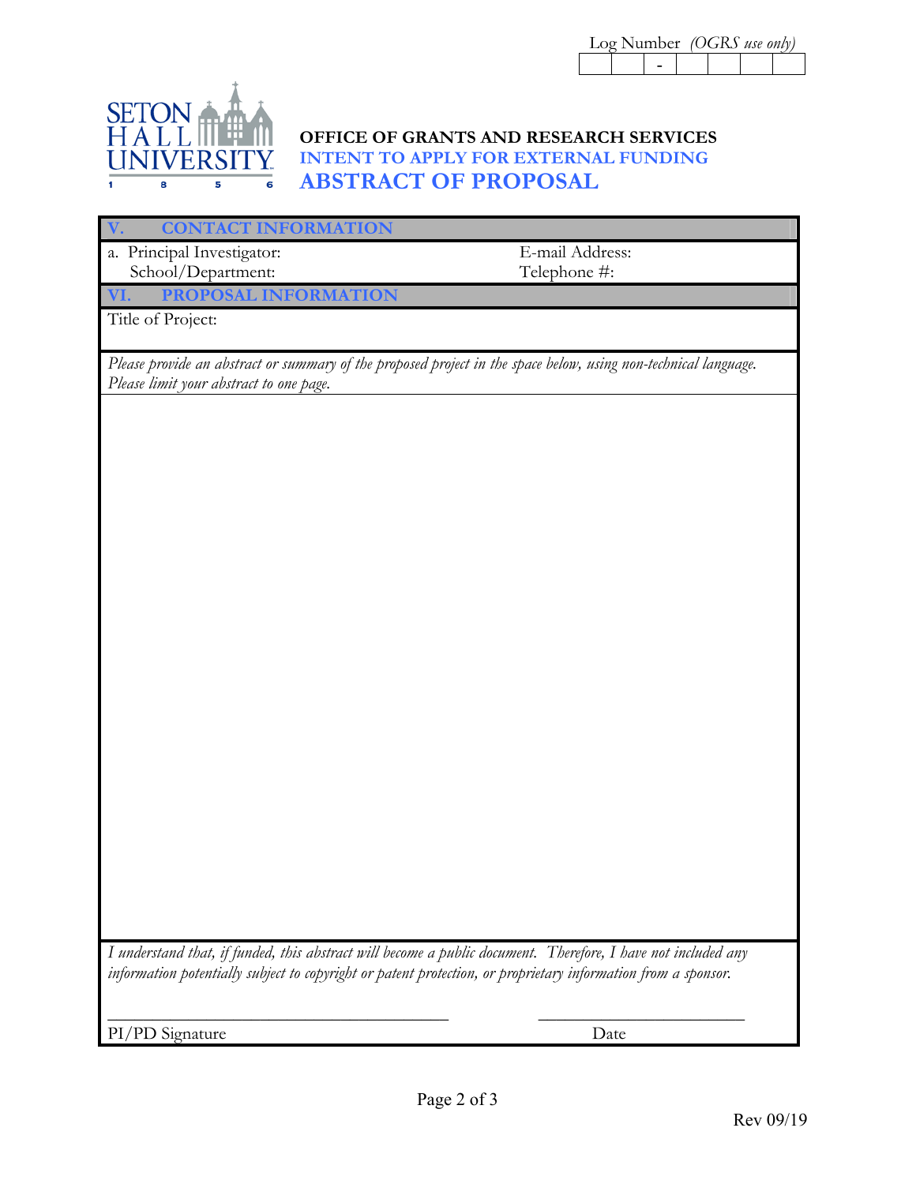Log Number *(OGRS use only)*

| | | - | | | | |
|---|---|---|---|---|---|---|

SETON HALL UNIVERSITY 1856

**OFFICE OF GRANTS AND RESEARCH SERVICES**

**INTENT TO APPLY FOR EXTERNAL FUNDING**

# ABSTRACT OF PROPOSAL

## V. CONTACT INFORMATION

| | |
|---|---|
| a. Principal Investigator: | E-mail Address: |
| School/Department: | Telephone #: |

## VI. PROPOSAL INFORMATION

Title of Project:

*Please provide an abstract or summary of the proposed project in the space below, using non-technical language. Please limit your abstract to one page.*

*I understand that, if funded, this abstract will become a public document. Therefore, I have not included any information potentially subject to copyright or patent protection, or proprietary information from a sponsor.*

\_\_\_\_\_\_\_\_\_\_\_\_\_\_\_\_\_\_\_\_\_\_\_\_\_\_\_\_\_\_\_\_\_\_\_\_\_\_\_\_ \_\_\_\_\_\_\_\_\_\_\_\_\_\_\_\_\_\_\_\_\_\_\_\_

PI/PD Signature Date

Rev 09/19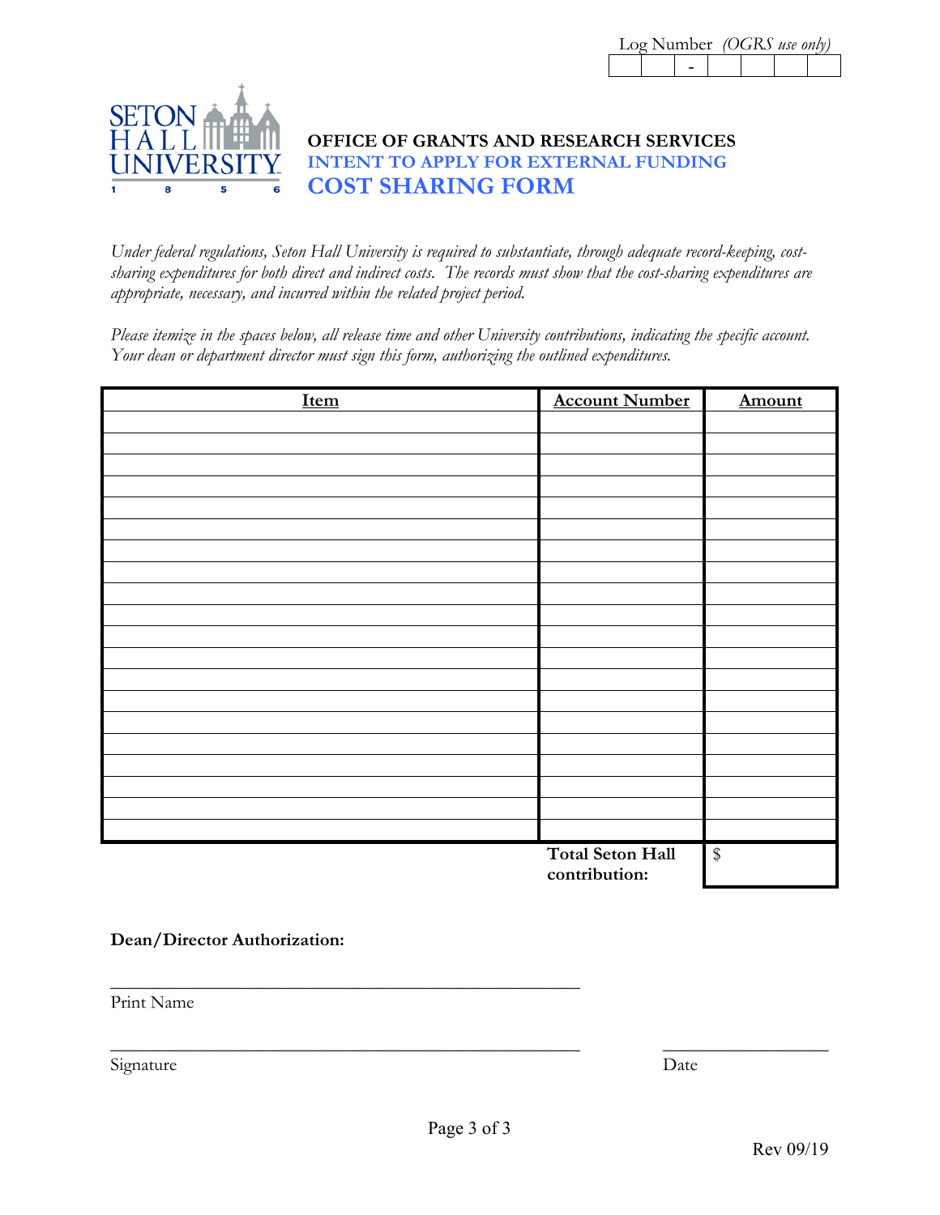Log Number *(OGRS use only)*

| | | | | | | | |
|---|---|---|---|---|---|---|---|
| | | - | | | | | |

SETON HALL UNIVERSITY 1856

**OFFICE OF GRANTS AND RESEARCH SERVICES**

**INTENT TO APPLY FOR EXTERNAL FUNDING**

# COST SHARING FORM

*Under federal regulations, Seton Hall University is required to substantiate, through adequate record-keeping, cost-sharing expenditures for both direct and indirect costs. The records must show that the cost-sharing expenditures are appropriate, necessary, and incurred within the related project period.*

*Please itemize in the spaces below, all release time and other University contributions, indicating the specific account. Your dean or department director must sign this form, authorizing the outlined expenditures.*

| Item | Account Number | Amount |
|---|---|---|
| | | |
| | | |
| | | |
| | | |
| | | |
| | | |
| | | |
| | | |
| | | |
| | | |
| | | |
| | | |
| | | |
| | | |
| | | |
| | | |
| | | |
| | | |
| | | |
| | | |
| | **Total Seton Hall contribution:** | $ |

**Dean/Director Authorization:**

\_\_\_\_\_\_\_\_\_\_\_\_\_\_\_\_\_\_\_\_\_\_\_\_\_\_\_\_\_\_\_\_\_\_\_\_\_\_\_\_\_\_\_\_\_\_\_\_\_

Print Name

\_\_\_\_\_\_\_\_\_\_\_\_\_\_\_\_\_\_\_\_\_\_\_\_\_\_\_\_\_\_\_\_\_\_\_\_\_\_\_\_\_\_\_\_\_\_\_\_\_ \_\_\_\_\_\_\_\_\_\_\_\_\_\_\_\_\_\_

Signature Date

Rev 09/19